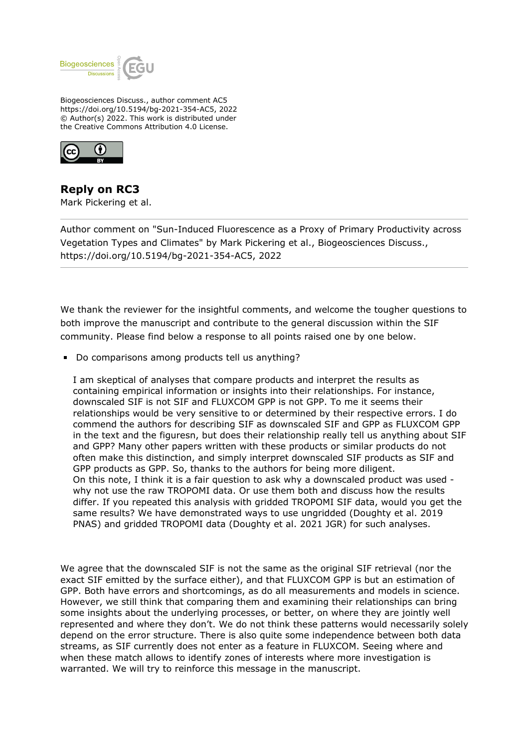Biogeosciences Discuss., author comment AC5
https://doi.org/10.5194/bg-2021-354-AC5, 2022
© Author(s) 2022. This work is distributed under
the Creative Commons Attribution 4.0 License.

# Reply on RC3

Mark Pickering et al.

---

Author comment on "Sun-Induced Fluorescence as a Proxy of Primary Productivity across Vegetation Types and Climates" by Mark Pickering et al., Biogeosciences Discuss., https://doi.org/10.5194/bg-2021-354-AC5, 2022

---

We thank the reviewer for the insightful comments, and welcome the tougher questions to both improve the manuscript and contribute to the general discussion within the SIF community. Please find below a response to all points raised one by one below.

- Do comparisons among products tell us anything?

  I am skeptical of analyses that compare products and interpret the results as containing empirical information or insights into their relationships. For instance, downscaled SIF is not SIF and FLUXCOM GPP is not GPP. To me it seems their relationships would be very sensitive to or determined by their respective errors. I do commend the authors for describing SIF as downscaled SIF and GPP as FLUXCOM GPP in the text and the figuresn, but does their relationship really tell us anything about SIF and GPP? Many other papers written with these products or similar products do not often make this distinction, and simply interpret downscaled SIF products as SIF and GPP products as GPP. So, thanks to the authors for being more diligent.
  On this note, I think it is a fair question to ask why a downscaled product was used - why not use the raw TROPOMI data. Or use them both and discuss how the results differ. If you repeated this analysis with gridded TROPOMI SIF data, would you get the same results? We have demonstrated ways to use ungridded (Doughty et al. 2019 PNAS) and gridded TROPOMI data (Doughty et al. 2021 JGR) for such analyses.

We agree that the downscaled SIF is not the same as the original SIF retrieval (nor the exact SIF emitted by the surface either), and that FLUXCOM GPP is but an estimation of GPP. Both have errors and shortcomings, as do all measurements and models in science. However, we still think that comparing them and examining their relationships can bring some insights about the underlying processes, or better, on where they are jointly well represented and where they don't. We do not think these patterns would necessarily solely depend on the error structure. There is also quite some independence between both data streams, as SIF currently does not enter as a feature in FLUXCOM. Seeing where and when these match allows to identify zones of interests where more investigation is warranted. We will try to reinforce this message in the manuscript.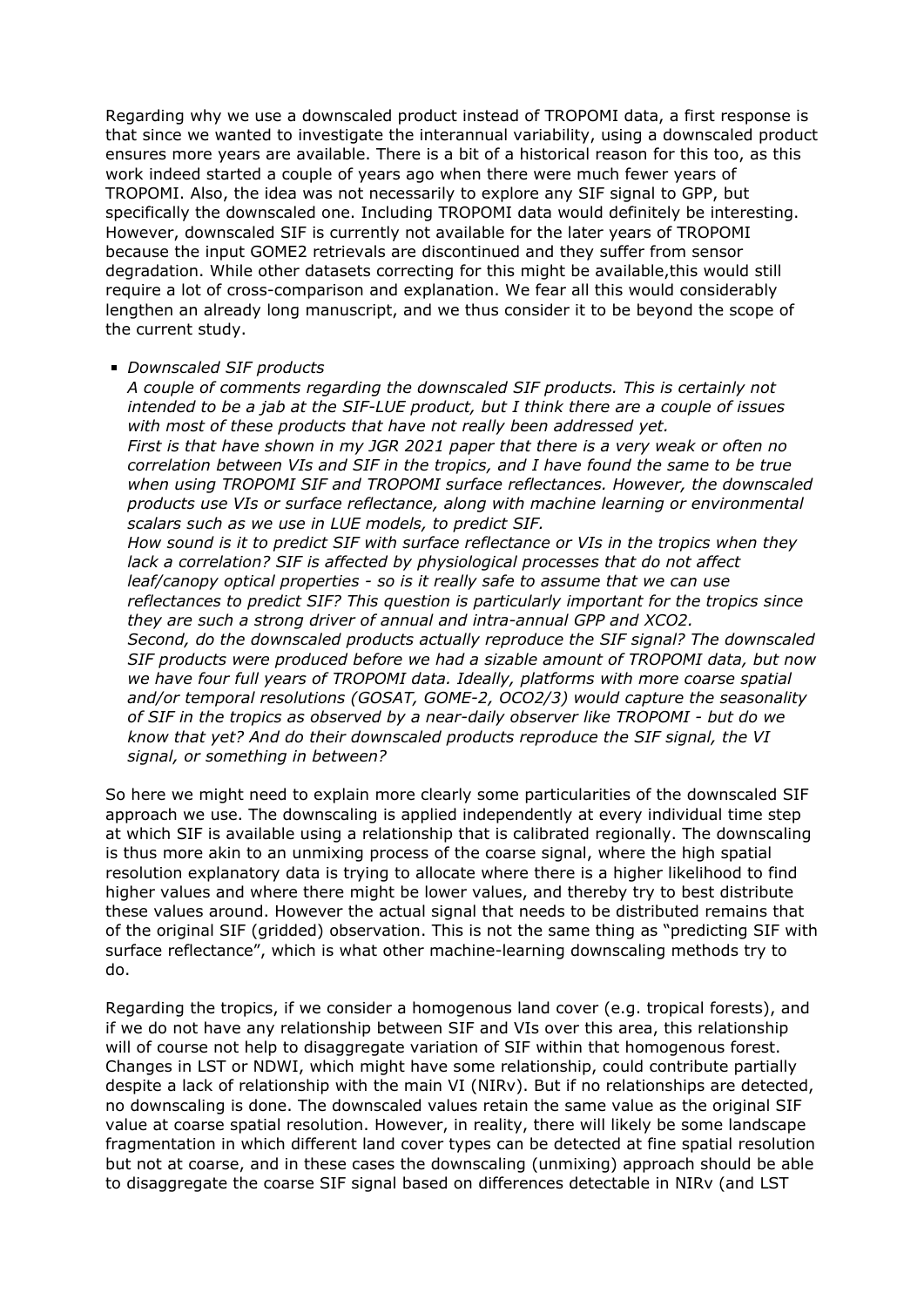Regarding why we use a downscaled product instead of TROPOMI data, a first response is that since we wanted to investigate the interannual variability, using a downscaled product ensures more years are available. There is a bit of a historical reason for this too, as this work indeed started a couple of years ago when there were much fewer years of TROPOMI. Also, the idea was not necessarily to explore any SIF signal to GPP, but specifically the downscaled one. Including TROPOMI data would definitely be interesting. However, downscaled SIF is currently not available for the later years of TROPOMI because the input GOME2 retrievals are discontinued and they suffer from sensor degradation. While other datasets correcting for this might be available,this would still require a lot of cross-comparison and explanation. We fear all this would considerably lengthen an already long manuscript, and we thus consider it to be beyond the scope of the current study.

- *Downscaled SIF products*

  *A couple of comments regarding the downscaled SIF products. This is certainly not intended to be a jab at the SIF-LUE product, but I think there are a couple of issues with most of these products that have not really been addressed yet.*

  *First is that have shown in my JGR 2021 paper that there is a very weak or often no correlation between VIs and SIF in the tropics, and I have found the same to be true when using TROPOMI SIF and TROPOMI surface reflectances. However, the downscaled products use VIs or surface reflectance, along with machine learning or environmental scalars such as we use in LUE models, to predict SIF.*

  *How sound is it to predict SIF with surface reflectance or VIs in the tropics when they lack a correlation? SIF is affected by physiological processes that do not affect leaf/canopy optical properties - so is it really safe to assume that we can use reflectances to predict SIF? This question is particularly important for the tropics since they are such a strong driver of annual and intra-annual GPP and XCO2.*

  *Second, do the downscaled products actually reproduce the SIF signal? The downscaled SIF products were produced before we had a sizable amount of TROPOMI data, but now we have four full years of TROPOMI data. Ideally, platforms with more coarse spatial and/or temporal resolutions (GOSAT, GOME-2, OCO2/3) would capture the seasonality of SIF in the tropics as observed by a near-daily observer like TROPOMI - but do we know that yet? And do their downscaled products reproduce the SIF signal, the VI signal, or something in between?*

So here we might need to explain more clearly some particularities of the downscaled SIF approach we use. The downscaling is applied independently at every individual time step at which SIF is available using a relationship that is calibrated regionally. The downscaling is thus more akin to an unmixing process of the coarse signal, where the high spatial resolution explanatory data is trying to allocate where there is a higher likelihood to find higher values and where there might be lower values, and thereby try to best distribute these values around. However the actual signal that needs to be distributed remains that of the original SIF (gridded) observation. This is not the same thing as "predicting SIF with surface reflectance", which is what other machine-learning downscaling methods try to do.

Regarding the tropics, if we consider a homogenous land cover (e.g. tropical forests), and if we do not have any relationship between SIF and VIs over this area, this relationship will of course not help to disaggregate variation of SIF within that homogenous forest. Changes in LST or NDWI, which might have some relationship, could contribute partially despite a lack of relationship with the main VI (NIRv). But if no relationships are detected, no downscaling is done. The downscaled values retain the same value as the original SIF value at coarse spatial resolution. However, in reality, there will likely be some landscape fragmentation in which different land cover types can be detected at fine spatial resolution but not at coarse, and in these cases the downscaling (unmixing) approach should be able to disaggregate the coarse SIF signal based on differences detectable in NIRv (and LST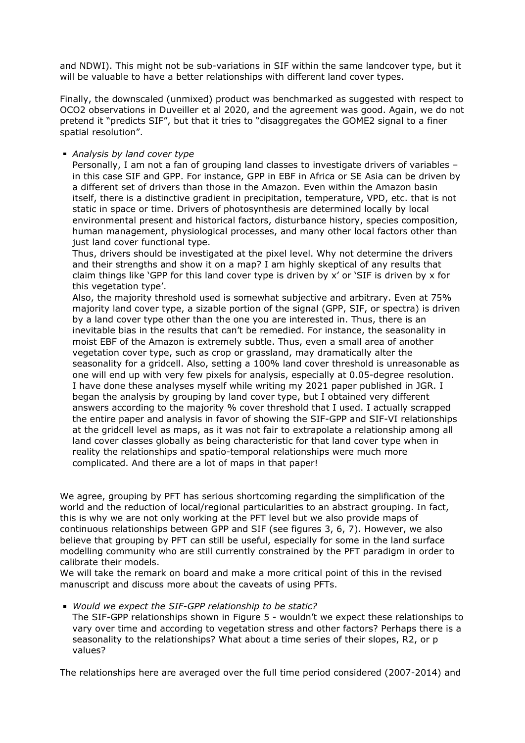and NDWI). This might not be sub-variations in SIF within the same landcover type, but it will be valuable to have a better relationships with different land cover types.

Finally, the downscaled (unmixed) product was benchmarked as suggested with respect to OCO2 observations in Duveiller et al 2020, and the agreement was good. Again, we do not pretend it "predicts SIF", but that it tries to "disaggregates the GOME2 signal to a finer spatial resolution".

- *Analysis by land cover type*
  Personally, I am not a fan of grouping land classes to investigate drivers of variables – in this case SIF and GPP. For instance, GPP in EBF in Africa or SE Asia can be driven by a different set of drivers than those in the Amazon. Even within the Amazon basin itself, there is a distinctive gradient in precipitation, temperature, VPD, etc. that is not static in space or time. Drivers of photosynthesis are determined locally by local environmental present and historical factors, disturbance history, species composition, human management, physiological processes, and many other local factors other than just land cover functional type.
  Thus, drivers should be investigated at the pixel level. Why not determine the drivers and their strengths and show it on a map? I am highly skeptical of any results that claim things like 'GPP for this land cover type is driven by x' or 'SIF is driven by x for this vegetation type'.
  Also, the majority threshold used is somewhat subjective and arbitrary. Even at 75% majority land cover type, a sizable portion of the signal (GPP, SIF, or spectra) is driven by a land cover type other than the one you are interested in. Thus, there is an inevitable bias in the results that can't be remedied. For instance, the seasonality in moist EBF of the Amazon is extremely subtle. Thus, even a small area of another vegetation cover type, such as crop or grassland, may dramatically alter the seasonality for a gridcell. Also, setting a 100% land cover threshold is unreasonable as one will end up with very few pixels for analysis, especially at 0.05-degree resolution. I have done these analyses myself while writing my 2021 paper published in JGR. I began the analysis by grouping by land cover type, but I obtained very different answers according to the majority % cover threshold that I used. I actually scrapped the entire paper and analysis in favor of showing the SIF-GPP and SIF-VI relationships at the gridcell level as maps, as it was not fair to extrapolate a relationship among all land cover classes globally as being characteristic for that land cover type when in reality the relationships and spatio-temporal relationships were much more complicated. And there are a lot of maps in that paper!

We agree, grouping by PFT has serious shortcoming regarding the simplification of the world and the reduction of local/regional particularities to an abstract grouping. In fact, this is why we are not only working at the PFT level but we also provide maps of continuous relationships between GPP and SIF (see figures 3, 6, 7). However, we also believe that grouping by PFT can still be useful, especially for some in the land surface modelling community who are still currently constrained by the PFT paradigm in order to calibrate their models.
We will take the remark on board and make a more critical point of this in the revised manuscript and discuss more about the caveats of using PFTs.

- *Would we expect the SIF-GPP relationship to be static?*
  The SIF-GPP relationships shown in Figure 5 - wouldn't we expect these relationships to vary over time and according to vegetation stress and other factors? Perhaps there is a seasonality to the relationships? What about a time series of their slopes, R2, or p values?

The relationships here are averaged over the full time period considered (2007-2014) and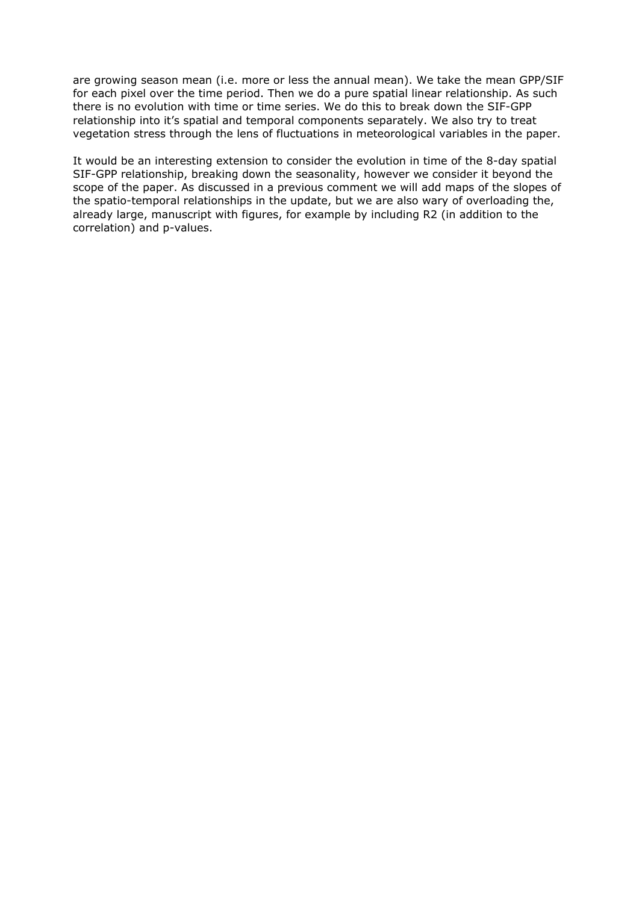are growing season mean (i.e. more or less the annual mean). We take the mean GPP/SIF for each pixel over the time period. Then we do a pure spatial linear relationship. As such there is no evolution with time or time series. We do this to break down the SIF-GPP relationship into it's spatial and temporal components separately. We also try to treat vegetation stress through the lens of fluctuations in meteorological variables in the paper.

It would be an interesting extension to consider the evolution in time of the 8-day spatial SIF-GPP relationship, breaking down the seasonality, however we consider it beyond the scope of the paper. As discussed in a previous comment we will add maps of the slopes of the spatio-temporal relationships in the update, but we are also wary of overloading the, already large, manuscript with figures, for example by including R2 (in addition to the correlation) and p-values.